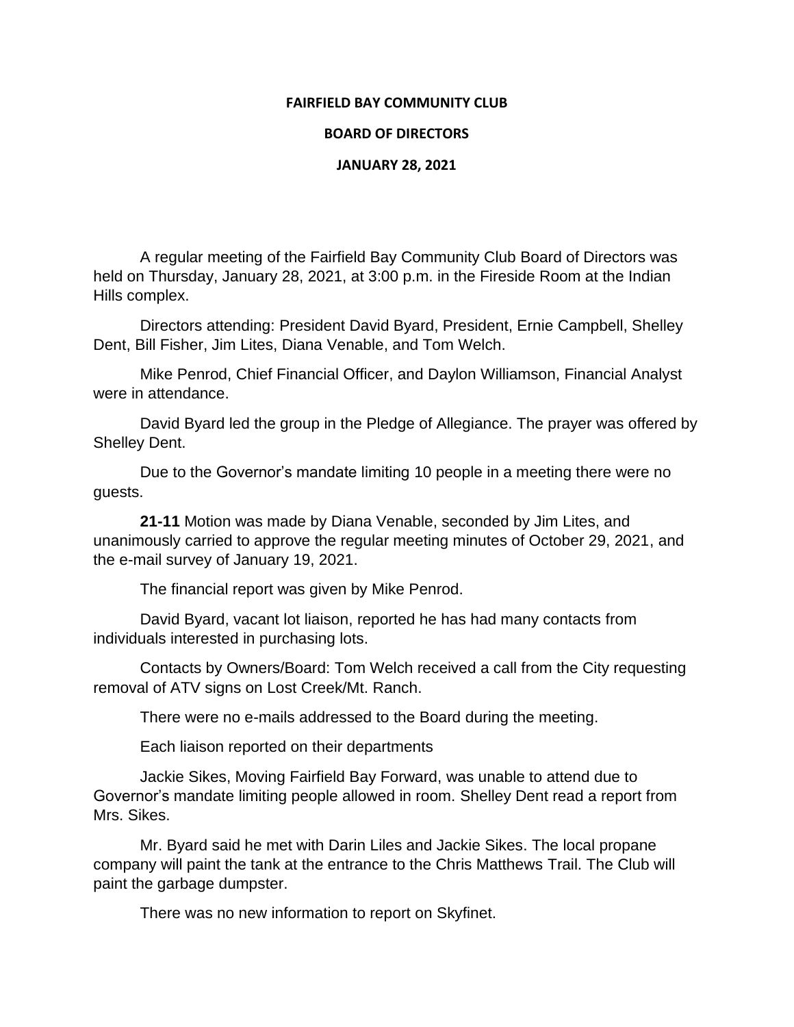**FAIRFIELD BAY COMMUNITY CLUB**

**BOARD OF DIRECTORS**

**JANUARY 28, 2021**

A regular meeting of the Fairfield Bay Community Club Board of Directors was held on Thursday, January 28, 2021, at 3:00 p.m. in the Fireside Room at the Indian Hills complex.

Directors attending: President David Byard, President, Ernie Campbell, Shelley Dent, Bill Fisher, Jim Lites, Diana Venable, and Tom Welch.

Mike Penrod, Chief Financial Officer, and Daylon Williamson, Financial Analyst were in attendance.

David Byard led the group in the Pledge of Allegiance. The prayer was offered by Shelley Dent.

Due to the Governor's mandate limiting 10 people in a meeting there were no guests.

**21-11** Motion was made by Diana Venable, seconded by Jim Lites, and unanimously carried to approve the regular meeting minutes of October 29, 2021, and the e-mail survey of January 19, 2021.

The financial report was given by Mike Penrod.

David Byard, vacant lot liaison, reported he has had many contacts from individuals interested in purchasing lots.

Contacts by Owners/Board: Tom Welch received a call from the City requesting removal of ATV signs on Lost Creek/Mt. Ranch.

There were no e-mails addressed to the Board during the meeting.

Each liaison reported on their departments

Jackie Sikes, Moving Fairfield Bay Forward, was unable to attend due to Governor's mandate limiting people allowed in room. Shelley Dent read a report from Mrs. Sikes.

Mr. Byard said he met with Darin Liles and Jackie Sikes. The local propane company will paint the tank at the entrance to the Chris Matthews Trail. The Club will paint the garbage dumpster.

There was no new information to report on Skyfinet.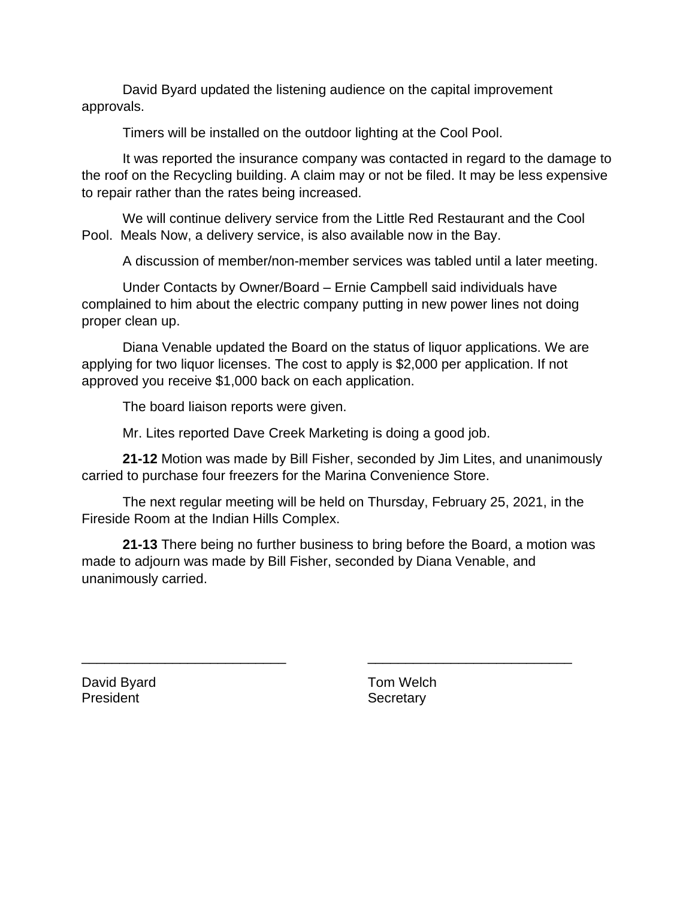David Byard updated the listening audience on the capital improvement approvals.

Timers will be installed on the outdoor lighting at the Cool Pool.

It was reported the insurance company was contacted in regard to the damage to the roof on the Recycling building. A claim may or not be filed. It may be less expensive to repair rather than the rates being increased.

We will continue delivery service from the Little Red Restaurant and the Cool Pool. Meals Now, a delivery service, is also available now in the Bay.

A discussion of member/non-member services was tabled until a later meeting.

Under Contacts by Owner/Board – Ernie Campbell said individuals have complained to him about the electric company putting in new power lines not doing proper clean up.

Diana Venable updated the Board on the status of liquor applications. We are applying for two liquor licenses. The cost to apply is $2,000 per application. If not approved you receive $1,000 back on each application.

The board liaison reports were given.

Mr. Lites reported Dave Creek Marketing is doing a good job.

**21-12** Motion was made by Bill Fisher, seconded by Jim Lites, and unanimously carried to purchase four freezers for the Marina Convenience Store.

The next regular meeting will be held on Thursday, February 25, 2021, in the Fireside Room at the Indian Hills Complex.

**21-13** There being no further business to bring before the Board, a motion was made to adjourn was made by Bill Fisher, seconded by Diana Venable, and unanimously carried.

\_\_\_\_\_\_\_\_\_\_\_\_\_\_\_\_\_\_\_\_\_\_\_\_\_\_\_\_

David Byard
President

\_\_\_\_\_\_\_\_\_\_\_\_\_\_\_\_\_\_\_\_\_\_\_\_\_\_\_\_

Tom Welch
Secretary